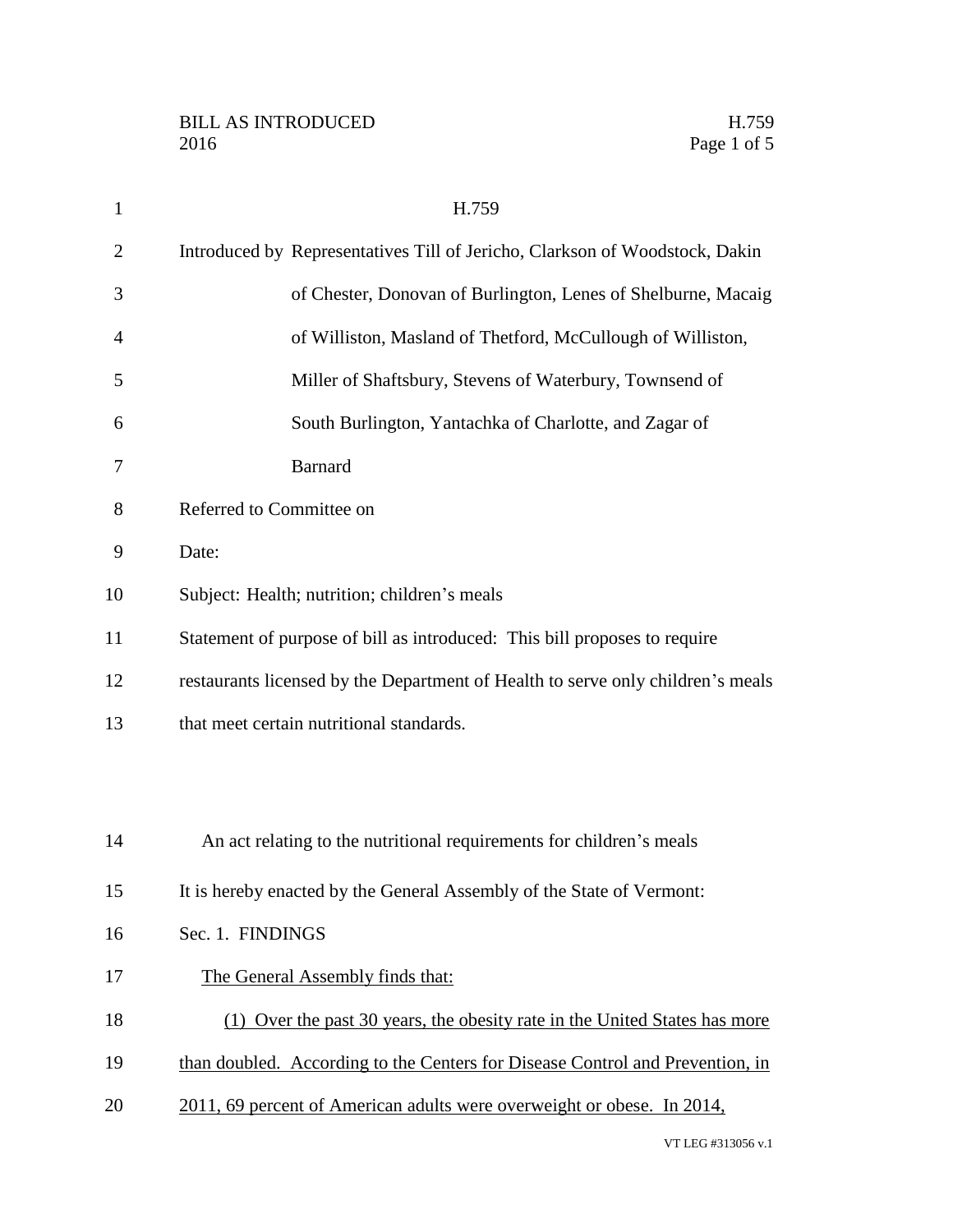BILL AS INTRODUCED H.759
2016

# H.759

Introduced by Representatives Till of Jericho, Clarkson of Woodstock, Dakin of Chester, Donovan of Burlington, Lenes of Shelburne, Macaig of Williston, Masland of Thetford, McCullough of Williston, Miller of Shaftsbury, Stevens of Waterbury, Townsend of South Burlington, Yantachka of Charlotte, and Zagar of Barnard

Referred to Committee on

Date:

Subject: Health; nutrition; children's meals

Statement of purpose of bill as introduced: This bill proposes to require restaurants licensed by the Department of Health to serve only children's meals that meet certain nutritional standards.

An act relating to the nutritional requirements for children's meals

It is hereby enacted by the General Assembly of the State of Vermont:

Sec. 1. FINDINGS

The General Assembly finds that:

(1) Over the past 30 years, the obesity rate in the United States has more than doubled. According to the Centers for Disease Control and Prevention, in 2011, 69 percent of American adults were overweight or obese. In 2014,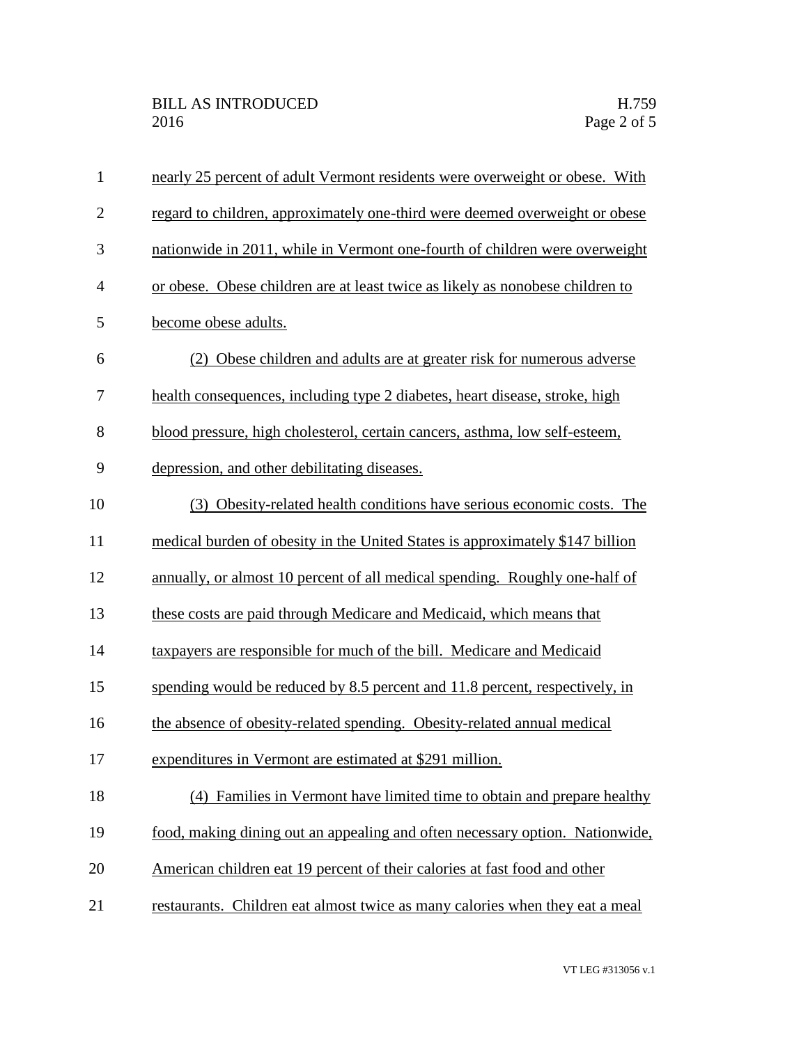nearly 25 percent of adult Vermont residents were overweight or obese. With regard to children, approximately one-third were deemed overweight or obese nationwide in 2011, while in Vermont one-fourth of children were overweight or obese. Obese children are at least twice as likely as nonobese children to become obese adults.

(2) Obese children and adults are at greater risk for numerous adverse health consequences, including type 2 diabetes, heart disease, stroke, high blood pressure, high cholesterol, certain cancers, asthma, low self-esteem, depression, and other debilitating diseases.

(3) Obesity-related health conditions have serious economic costs. The medical burden of obesity in the United States is approximately $147 billion annually, or almost 10 percent of all medical spending. Roughly one-half of these costs are paid through Medicare and Medicaid, which means that taxpayers are responsible for much of the bill. Medicare and Medicaid spending would be reduced by 8.5 percent and 11.8 percent, respectively, in the absence of obesity-related spending. Obesity-related annual medical expenditures in Vermont are estimated at $291 million.

(4) Families in Vermont have limited time to obtain and prepare healthy food, making dining out an appealing and often necessary option. Nationwide, American children eat 19 percent of their calories at fast food and other restaurants. Children eat almost twice as many calories when they eat a meal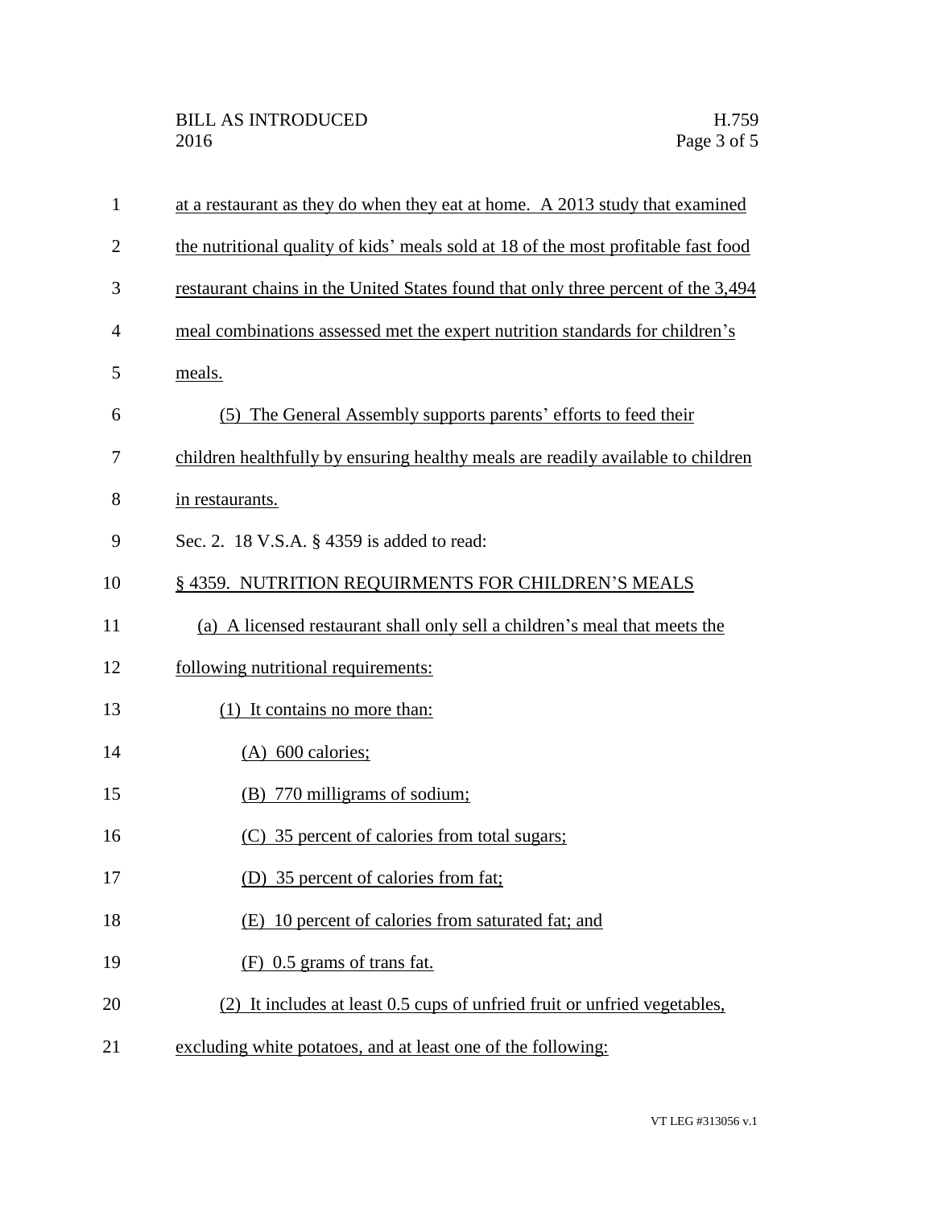at a restaurant as they do when they eat at home. A 2013 study that examined the nutritional quality of kids' meals sold at 18 of the most profitable fast food restaurant chains in the United States found that only three percent of the 3,494 meal combinations assessed met the expert nutrition standards for children's meals.

(5) The General Assembly supports parents' efforts to feed their children healthfully by ensuring healthy meals are readily available to children in restaurants.

Sec. 2. 18 V.S.A. § 4359 is added to read:

§ 4359. NUTRITION REQUIRMENTS FOR CHILDREN'S MEALS

(a) A licensed restaurant shall only sell a children's meal that meets the following nutritional requirements:

(1) It contains no more than:

(A) 600 calories;

(B) 770 milligrams of sodium;

(C) 35 percent of calories from total sugars;

(D) 35 percent of calories from fat;

(E) 10 percent of calories from saturated fat; and

(F) 0.5 grams of trans fat.

(2) It includes at least 0.5 cups of unfried fruit or unfried vegetables, excluding white potatoes, and at least one of the following: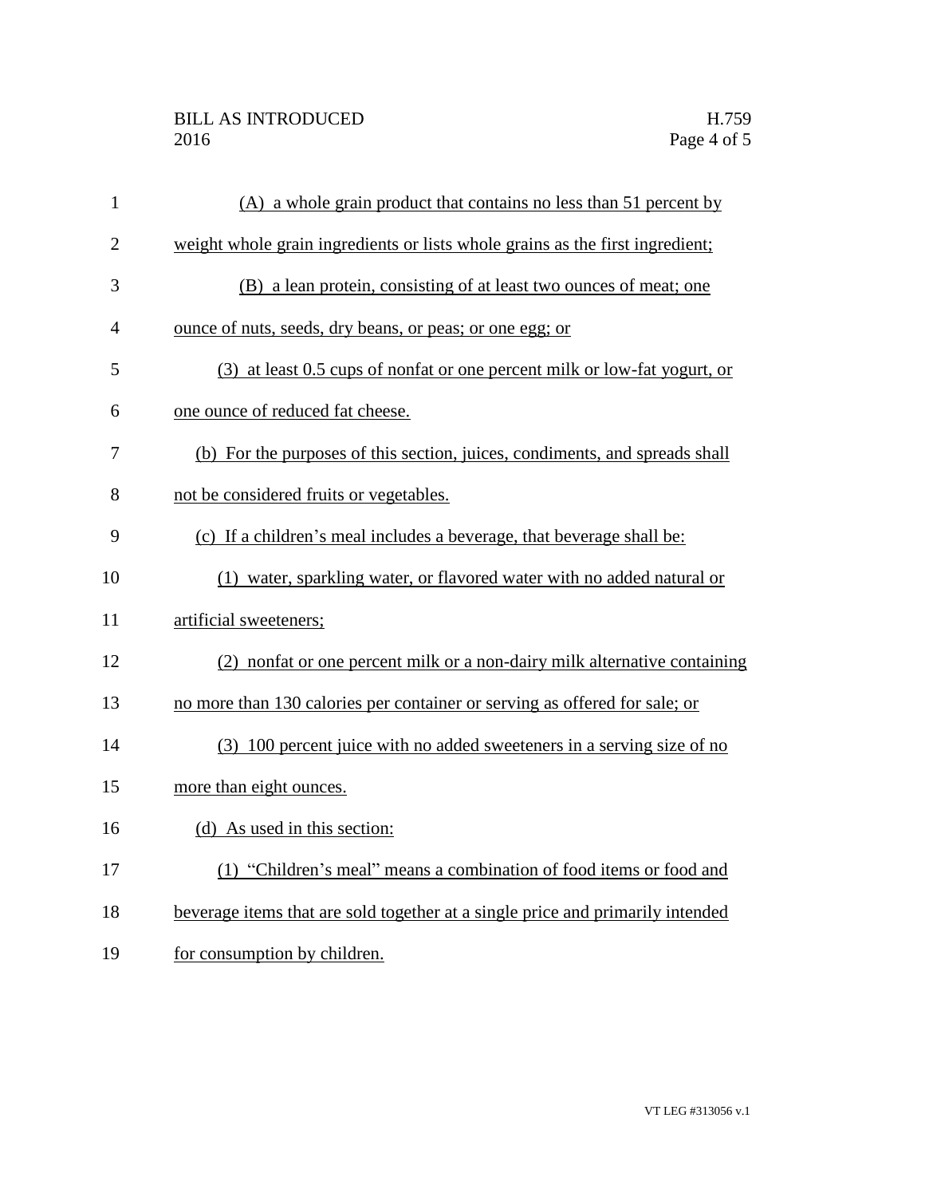(A) a whole grain product that contains no less than 51 percent by weight whole grain ingredients or lists whole grains as the first ingredient;

(B) a lean protein, consisting of at least two ounces of meat; one ounce of nuts, seeds, dry beans, or peas; or one egg; or

(3) at least 0.5 cups of nonfat or one percent milk or low-fat yogurt, or one ounce of reduced fat cheese.

(b) For the purposes of this section, juices, condiments, and spreads shall not be considered fruits or vegetables.

(c) If a children's meal includes a beverage, that beverage shall be:

(1) water, sparkling water, or flavored water with no added natural or artificial sweeteners;

(2) nonfat or one percent milk or a non-dairy milk alternative containing no more than 130 calories per container or serving as offered for sale; or

(3) 100 percent juice with no added sweeteners in a serving size of no more than eight ounces.

(d) As used in this section:

(1) "Children's meal" means a combination of food items or food and beverage items that are sold together at a single price and primarily intended for consumption by children.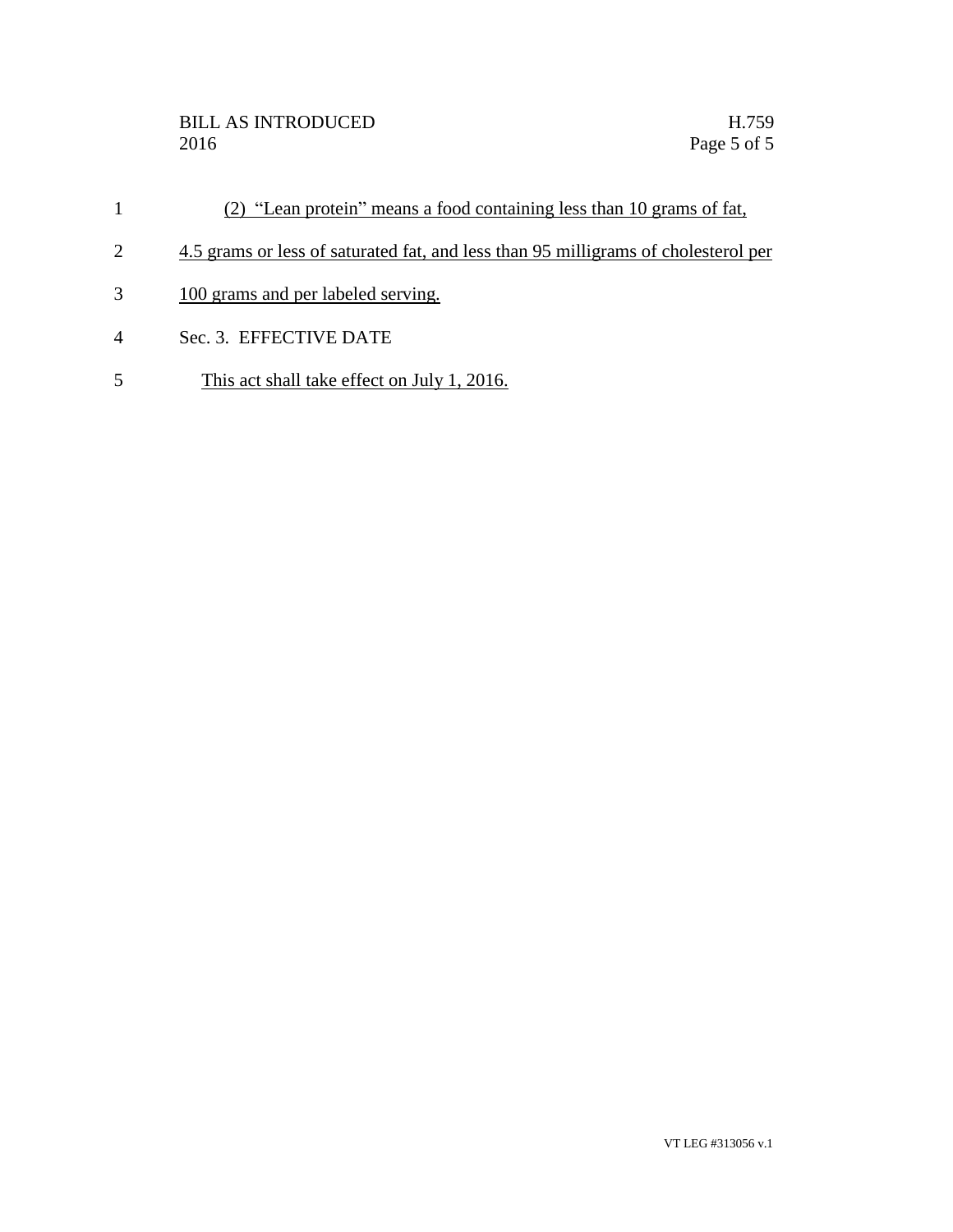(2) "Lean protein" means a food containing less than 10 grams of fat, 4.5 grams or less of saturated fat, and less than 95 milligrams of cholesterol per 100 grams and per labeled serving.

Sec. 3. EFFECTIVE DATE

This act shall take effect on July 1, 2016.